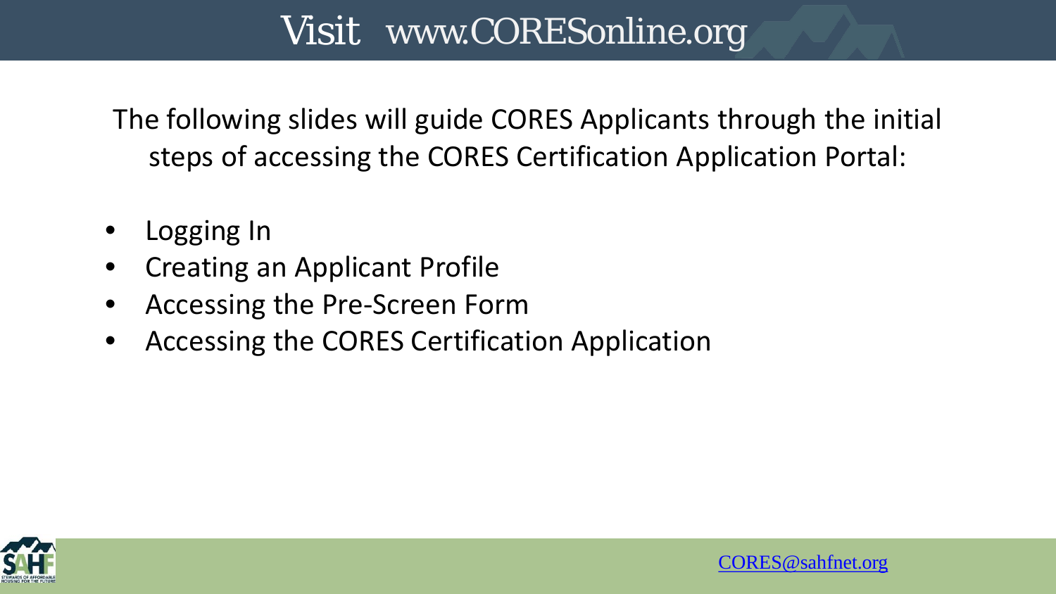# Visit www.CORESonline.org

The following slides will guide CORES Applicants through the initial steps of accessing the CORES Certification Application Portal:

- Logging In
- Creating an Applicant Profile
- Accessing the Pre-Screen Form
- Accessing the CORES Certification Application

CORES@sahfnet.org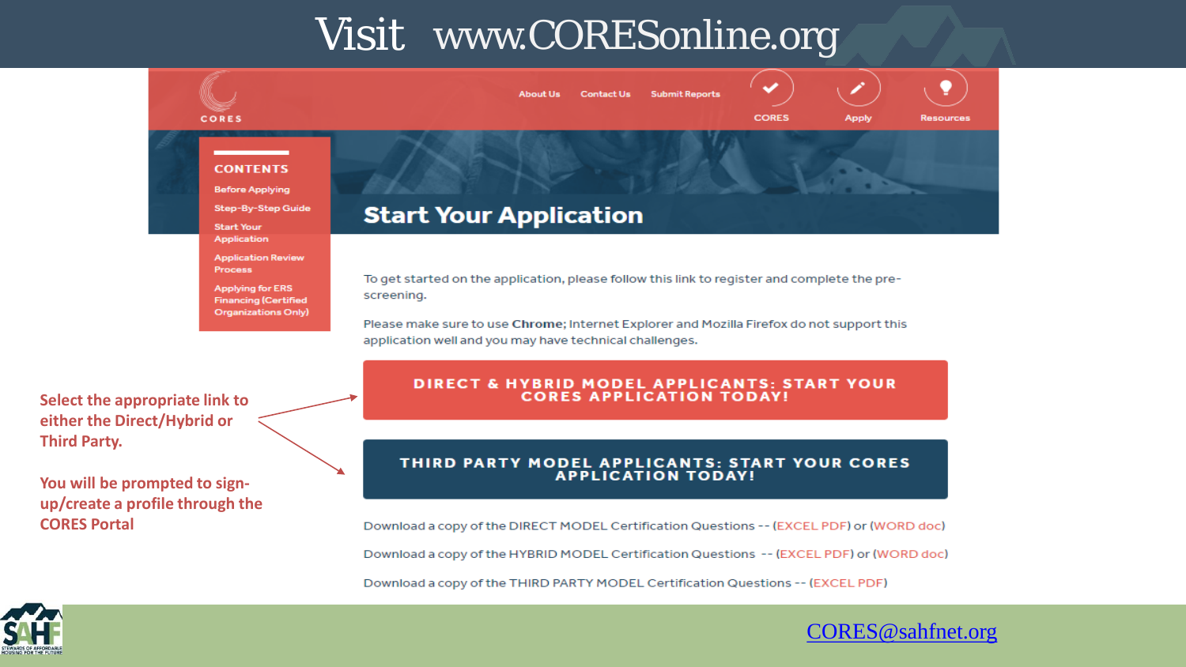# Visit www.CORESonline.org

About Us | Contact Us | Submit Reports | CORES | Apply | Resources

**CONTENTS**

- Before Applying
- Step-By-Step Guide
- Start Your Application
- Application Review Process
- Applying for ERS Financing (Certified Organizations Only)

## Start Your Application

To get started on the application, please follow this link to register and complete the pre-screening.

Please make sure to use **Chrome**; Internet Explorer and Mozilla Firefox do not support this application well and you may have technical challenges.

**DIRECT & HYBRID MODEL APPLICANTS: START YOUR CORES APPLICATION TODAY!**

**THIRD PARTY MODEL APPLICANTS: START YOUR CORES APPLICATION TODAY!**

Download a copy of the DIRECT MODEL Certification Questions -- (EXCEL PDF) or (WORD doc)

Download a copy of the HYBRID MODEL Certification Questions -- (EXCEL PDF) or (WORD doc)

Download a copy of the THIRD PARTY MODEL Certification Questions -- (EXCEL PDF)

**Select the appropriate link to either the Direct/Hybrid or Third Party.**

**You will be prompted to sign-up/create a profile through the CORES Portal**

CORES@sahfnet.org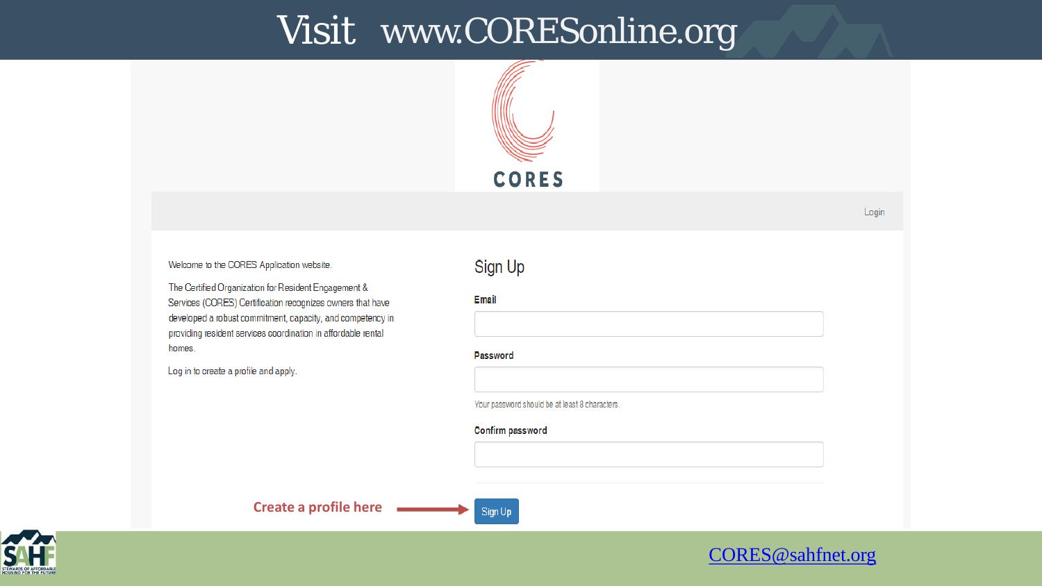# Visit www.CORESonline.org

CORES

Login

Welcome to the CORES Application website.

The Certified Organization for Resident Engagement & Services (CORES) Certification recognizes owners that have developed a robust commitment, capacity, and competency in providing resident services coordination in affordable rental homes.

Log in to create a profile and apply.

## Sign Up

**Email**

**Password**

Your password should be at least 8 characters.

**Confirm password**

**Create a profile here** → Sign Up

CORES@sahfnet.org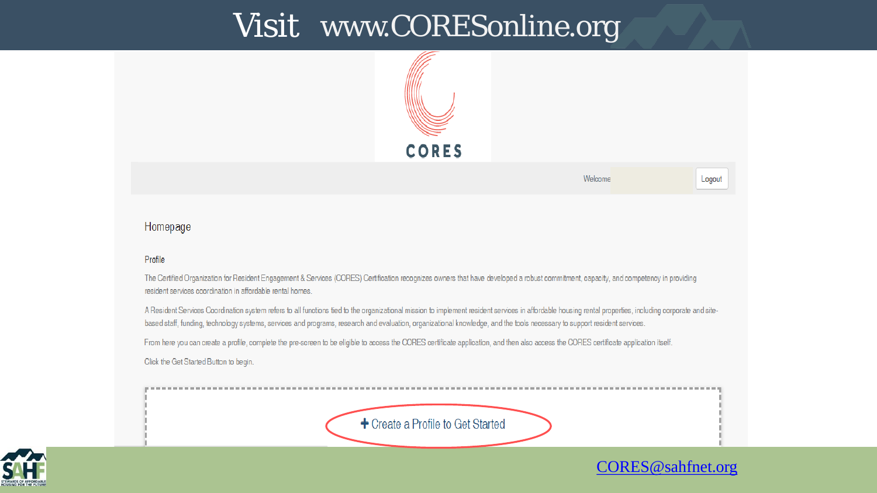# Visit www.CORESonline.org

CORES

Welcome Logout

## Homepage

### Profile

The Certified Organization for Resident Engagement & Services (CORES) Certification recognizes owners that have developed a robust commitment, capacity, and competency in providing resident services coordination in affordable rental homes.

A Resident Services Coordination system refers to all functions tied to the organizational mission to implement resident services in affordable housing rental properties, including corporate and site-based staff, funding, technology systems, services and programs, research and evaluation, organizational knowledge, and the tools necessary to support resident services.

From here you can create a profile, complete the pre-screen to be eligible to access the CORES certificate application, and then also access the CORES certificate application itself.

Click the Get Started Button to begin.

+ Create a Profile to Get Started

CORES@sahfnet.org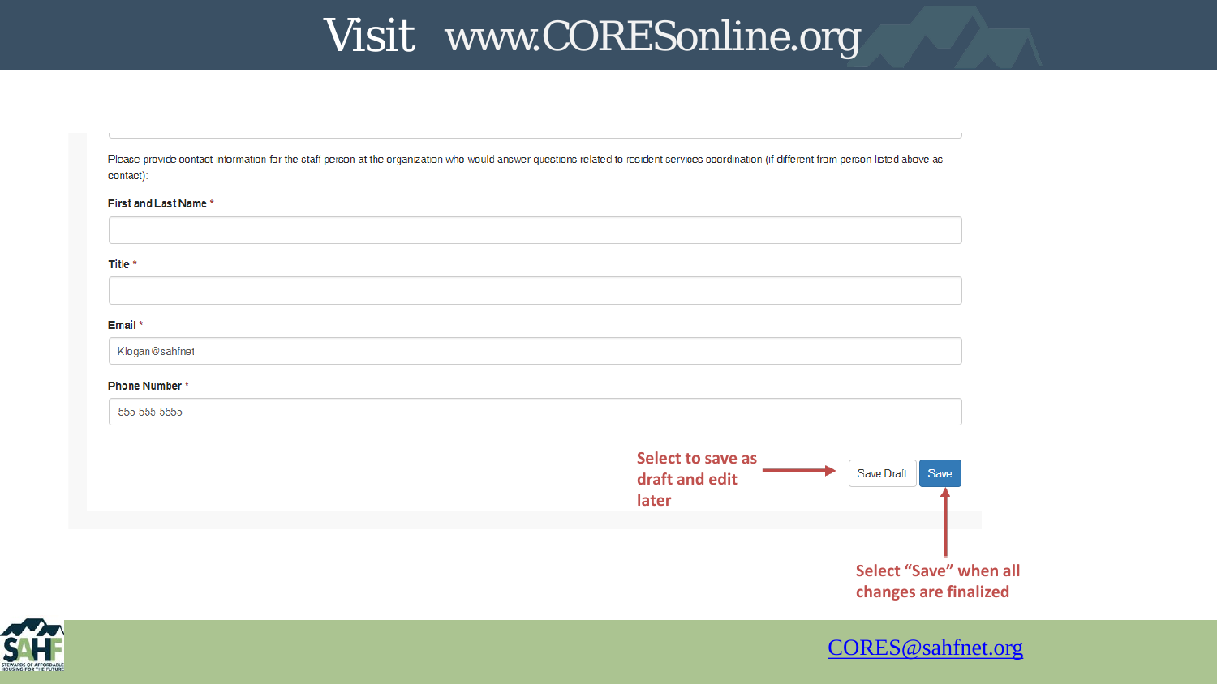# Visit www.CORESonline.org

Please provide contact information for the staff person at the organization who would answer questions related to resident services coordination (if different from person listed above as contact):

**First and Last Name** *

**Title** *

**Email** *

Klogan@sahfnet

**Phone Number** *

555-555-5555

Save Draft | Save

**Select to save as draft and edit later**

**Select "Save" when all changes are finalized**

CORES@sahfnet.org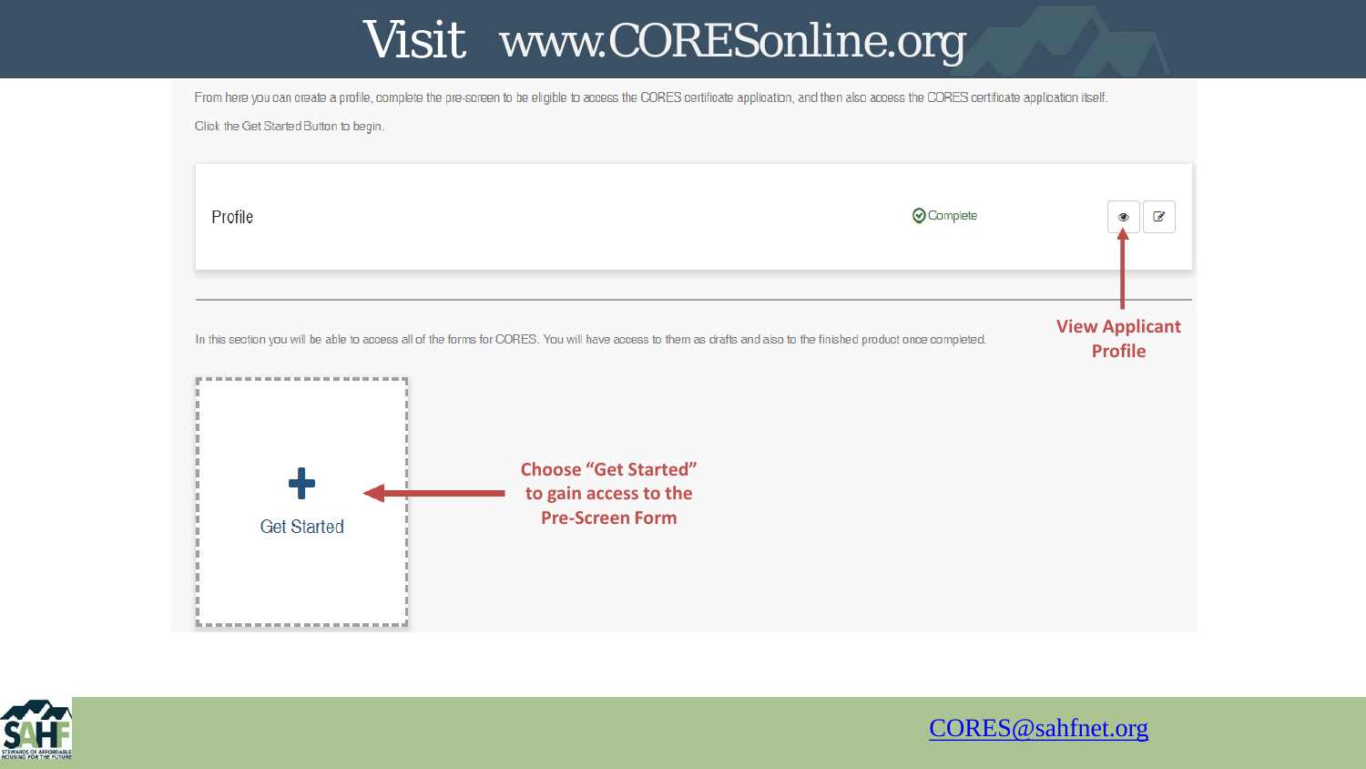# Visit www.CORESonline.org

From here you can create a profile, complete the pre-screen to be eligible to access the CORES certificate application, and then also access the CORES certificate application itself.

Click the Get Started Button to begin.

Profile — Complete

**View Applicant Profile**

In this section you will be able to access all of the forms for CORES. You will have access to them as drafts and also to the finished product once completed.

Get Started

**Choose "Get Started" to gain access to the Pre-Screen Form**

CORES@sahfnet.org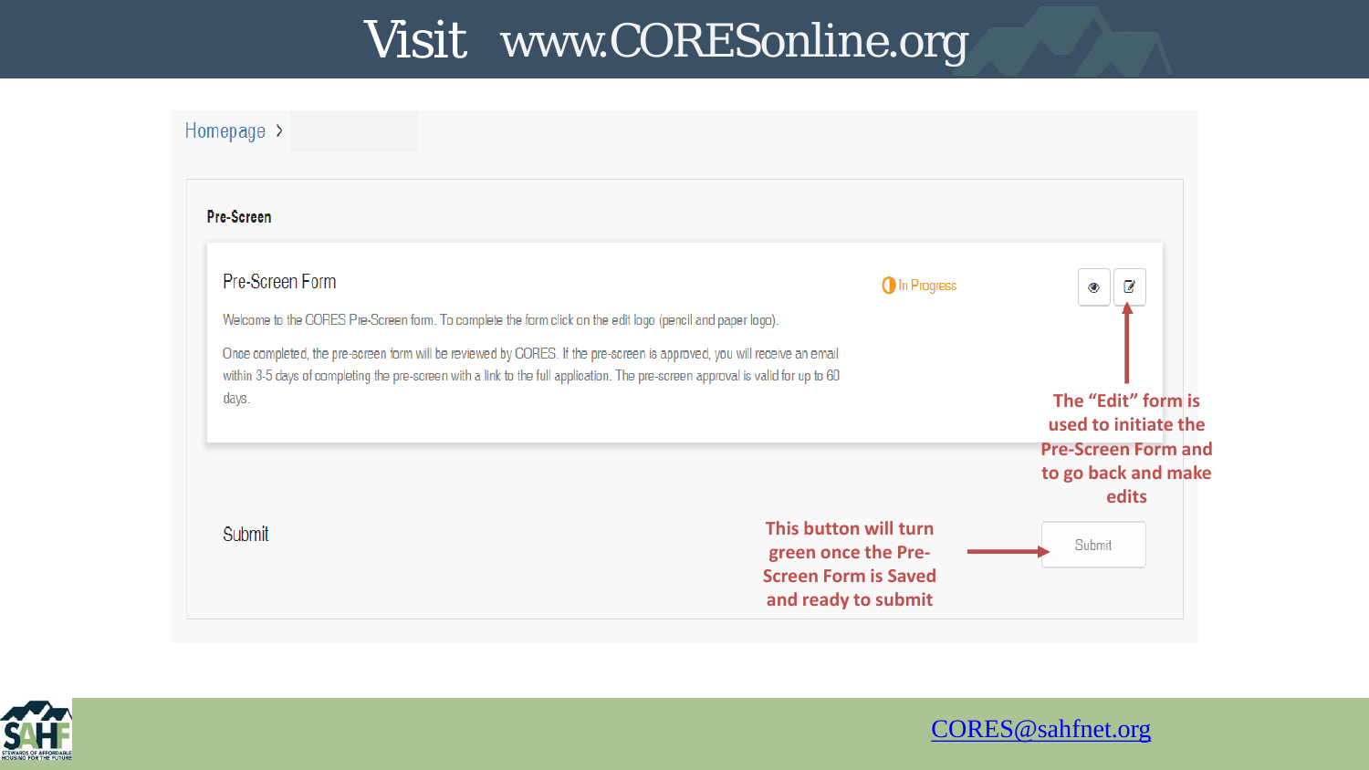# Visit www.CORESonline.org

Homepage >

**Pre-Screen**

Pre-Screen Form

In Progress

Welcome to the CORES Pre-Screen form. To complete the form click on the edit logo (pencil and paper logo).

Once completed, the pre-screen form will be reviewed by CORES. If the pre-screen is approved, you will receive an email within 3-5 days of completing the pre-screen with a link to the full application. The pre-screen approval is valid for up to 60 days.

**The "Edit" form is used to initiate the Pre-Screen Form and to go back and make edits**

Submit

**This button will turn green once the Pre-Screen Form is Saved and ready to submit**

Submit

CORES@sahfnet.org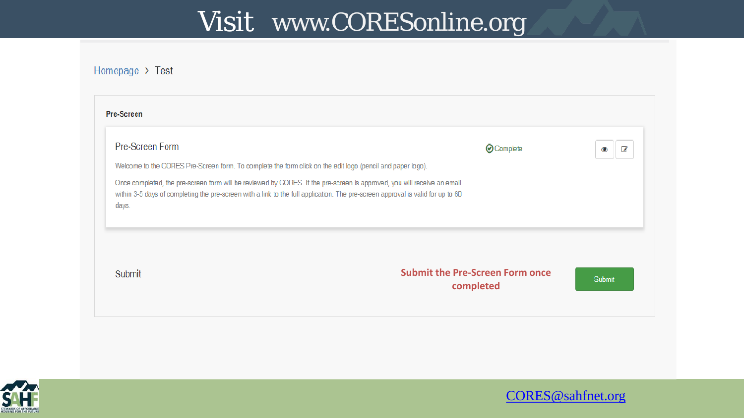# Visit www.CORESonline.org

Homepage > Test

**Pre-Screen**

Pre-Screen Form

Complete

Welcome to the CORES Pre-Screen form. To complete the form click on the edit logo (pencil and paper logo).

Once completed, the pre-screen form will be reviewed by CORES. If the pre-screen is approved, you will receive an email within 3-5 days of completing the pre-screen with a link to the full application. The pre-screen approval is valid for up to 60 days.

Submit

**Submit the Pre-Screen Form once completed**

Submit

CORES@sahfnet.org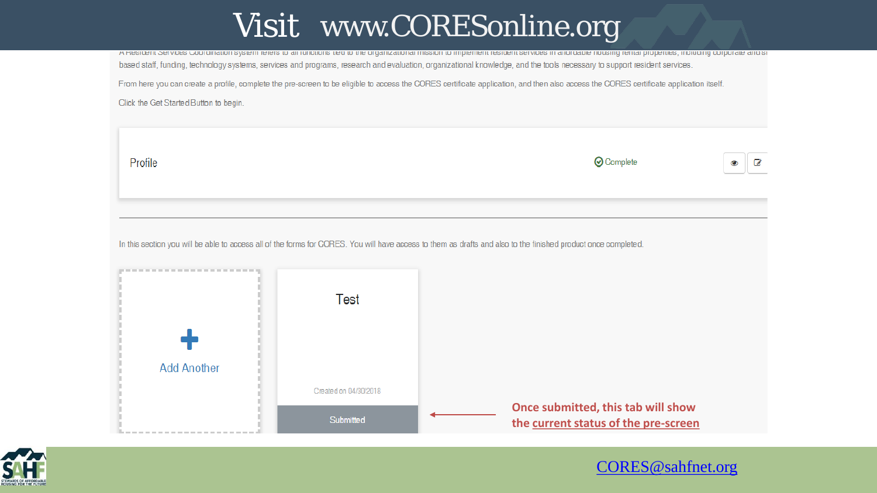# Visit www.CORESonline.org

A Resident Services Coordination system refers to all functions tied to the organizational mission to implement resident services in affordable housing rental properties, including corporate and site based staff, funding, technology systems, services and programs, research and evaluation, organizational knowledge, and the tools necessary to support resident services.

From here you can create a profile, complete the pre-screen to be eligible to access the CORES certificate application, and then also access the CORES certificate application itself.

Click the Get Started Button to begin.

Profile — Complete

In this section you will be able to access all of the forms for CORES. You will have access to them as drafts and also to the finished product once completed.

+ Add Another

Test

Created on 04/30/2018

Submitted

**Once submitted, this tab will show the current status of the pre-screen**

CORES@sahfnet.org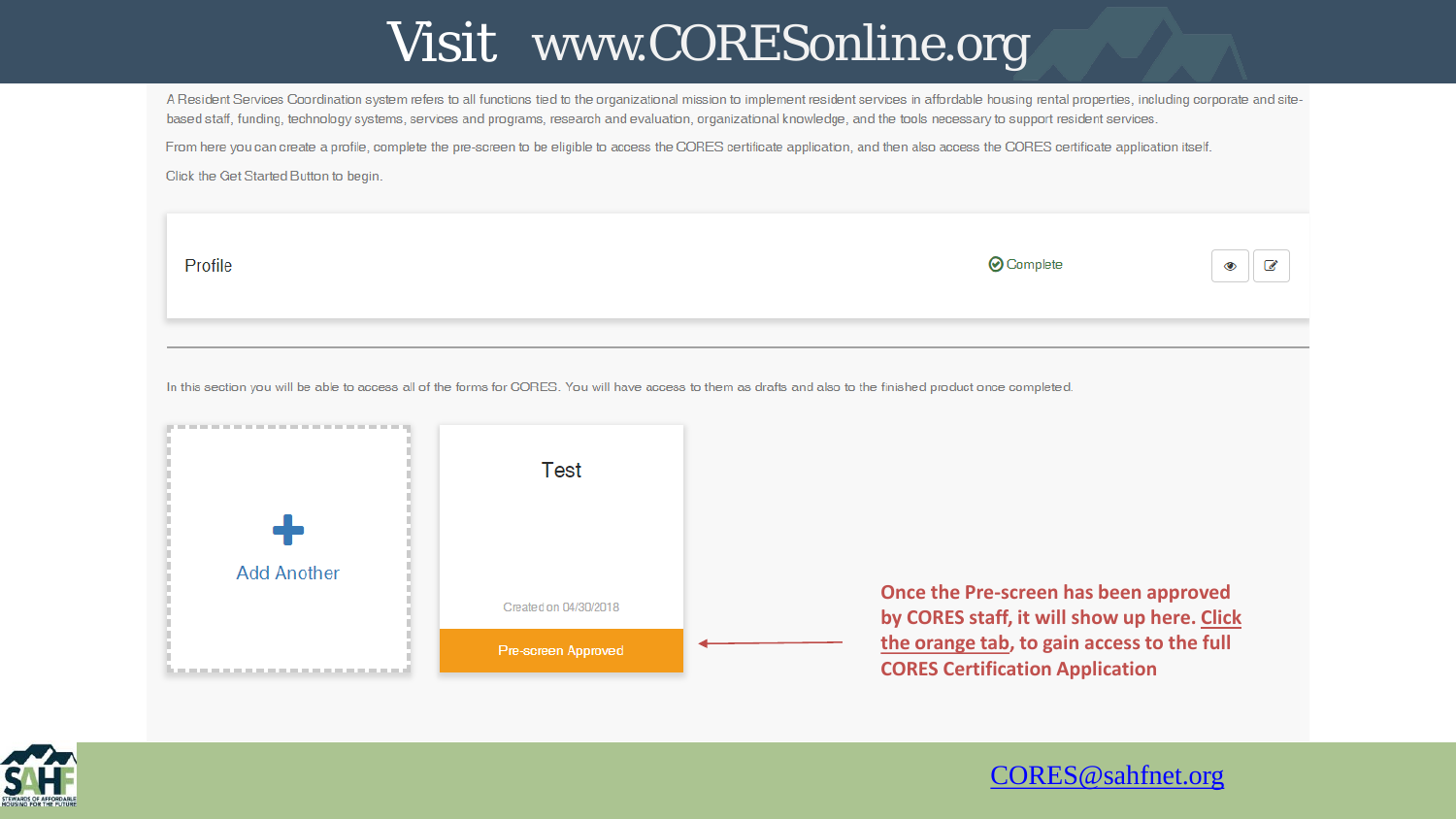# Visit www.CORESonline.org

A Resident Services Coordination system refers to all functions tied to the organizational mission to implement resident services in affordable housing rental properties, including corporate and site-based staff, funding, technology systems, services and programs, research and evaluation, organizational knowledge, and the tools necessary to support resident services.

From here you can create a profile, complete the pre-screen to be eligible to access the CORES certificate application, and then also access the CORES certificate application itself.

Click the Get Started Button to begin.

Profile — Complete

In this section you will be able to access all of the forms for CORES. You will have access to them as drafts and also to the finished product once completed.

Add Another

Test

Created on 04/30/2018

Pre-screen Approved

**Once the Pre-screen has been approved by CORES staff, it will show up here. Click the orange tab, to gain access to the full CORES Certification Application**

CORES@sahfnet.org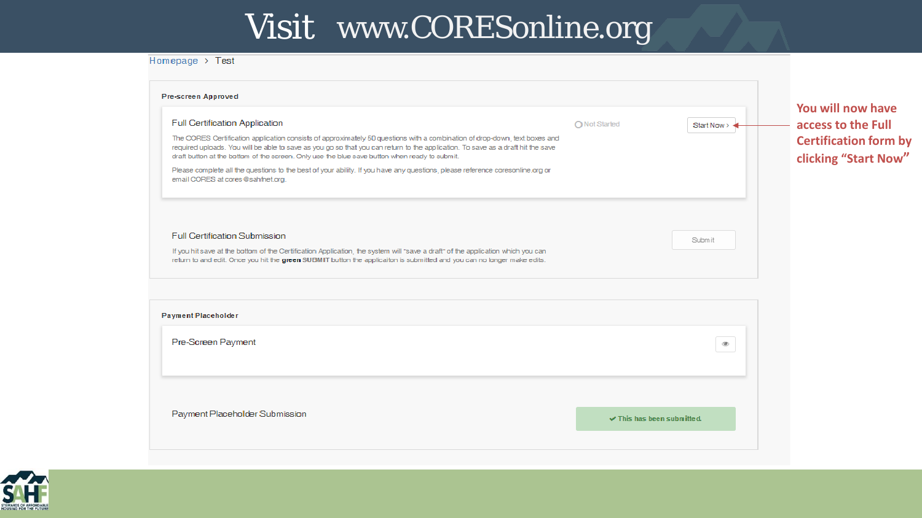# Visit www.CORESonline.org

Homepage > Test

**Pre-screen Approved**

**Full Certification Application**

The CORES Certification application consists of approximately 50 questions with a combination of drop-down, text boxes and required uploads. You will be able to save as you go so that you can return to the application. To save as a draft hit the save draft button at the bottom of the screen. Only use the blue save button when ready to submit.

Please complete all the questions to the best of your ability. If you have any questions, please reference coresonline.org or email CORES at cores@sahfnet.org.

Not Started

Start Now >

**Full Certification Submission**

If you hit save at the bottom of the Certification Application, the system will "save a draft" of the application which you can return to and edit. Once you hit the **green SUBMIT** button the applicaiton is submitted and you can no longer make edits.

Submit

**Payment Placeholder**

Pre-Screen Payment

Payment Placeholder Submission

✔ This has been submitted.

**You will now have access to the Full Certification form by clicking "Start Now"**

SAHF — STEWARDS OF AFFORDABLE HOUSING FOR THE FUTURE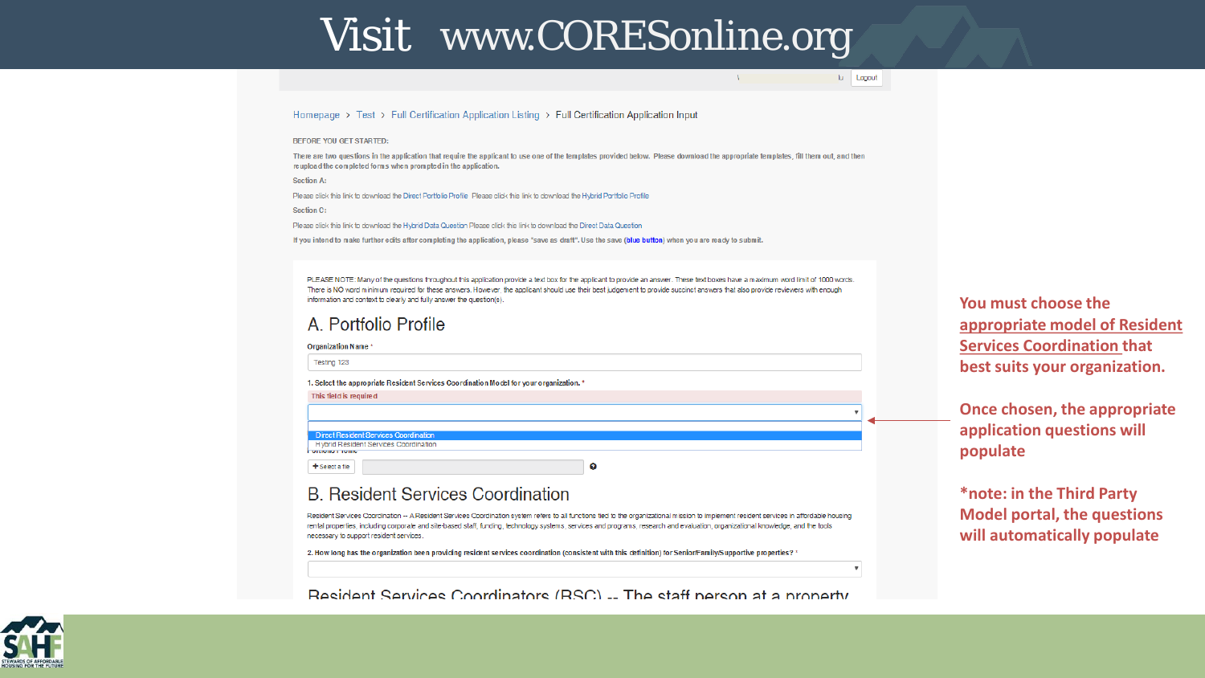# Visit www.CORESonline.org

Logout

Homepage > Test > Full Certification Application Listing > Full Certification Application Input

BEFORE YOU GET STARTED:

There are two questions in the application that require the applicant to use one of the templates provided below. Please download the appropriate templates, fill them out, and then reupload the completed forms when prompted in the application.

Section A:

Please click this link to download the Direct Portfolio Profile Please click this link to download the Hybrid Portfolio Profile

Section C:

Please click this link to download the Hybrid Data Question Please click this link to download the Direct Data Question

If you intend to make further edits after completing the application, please "save as draft". Use the save (blue button) when you are ready to submit.

PLEASE NOTE: Many of the questions throughout this application provide a text box for the applicant to provide an answer. These text boxes have a maximum word limit of 1000 words. There is NO word minimum required for these answers. However, the applicant should use their best judgement to provide succinct answers that also provide reviewers with enough information and context to clearly and fully answer the question(s).

## A. Portfolio Profile

Organization Name *

Testing 123

1. Select the appropriate Resident Services Coordination Model for your organization. *

This field is required

- Direct Resident Services Coordination
- Hybrid Resident Services Coordination

+ Select a file

## B. Resident Services Coordination

Resident Services Coordination -- A Resident Services Coordination system refers to all functions tied to the organizational mission to implement resident services in affordable housing rental properties, including corporate and site-based staff, funding, technology systems, services and programs, research and evaluation, organizational knowledge, and the tools necessary to support resident services.

2. How long has the organization been providing resident services coordination (consistent with this definition) for Senior/Family/Supportive properties? *

Resident Services Coordinators (RSC) -- The staff person at a property

**You must choose the appropriate model of Resident Services Coordination that best suits your organization.**

**Once chosen, the appropriate application questions will populate**

***note: in the Third Party Model portal, the questions will automatically populate**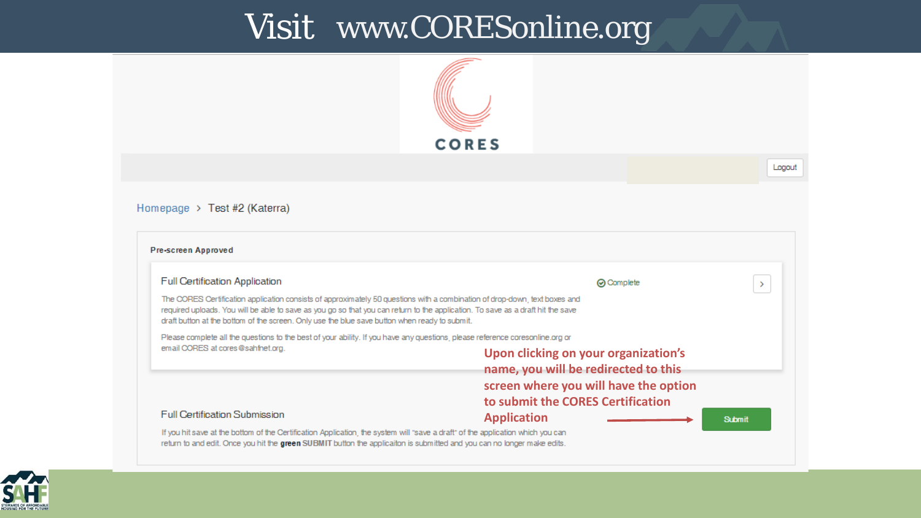# Visit www.CORESonline.org

CORES

Logout

Homepage > Test #2 (Katerra)

**Pre-screen Approved**

Full Certification Application

Complete

The CORES Certification application consists of approximately 50 questions with a combination of drop-down, text boxes and required uploads. You will be able to save as you go so that you can return to the application. To save as a draft hit the save draft button at the bottom of the screen. Only use the blue save button when ready to submit.

Please complete all the questions to the best of your ability. If you have any questions, please reference coresonline.org or email CORES at cores@sahfnet.org.

**Upon clicking on your organization's name, you will be redirected to this screen where you will have the option to submit the CORES Certification Application**

Full Certification Submission

If you hit save at the bottom of the Certification Application, the system will "save a draft" of the application which you can return to and edit. Once you hit the **green SUBMIT** button the applicaiton is submitted and you can no longer make edits.

Submit

SAHF
STEWARDS OF AFFORDABLE HOUSING FOR THE FUTURE